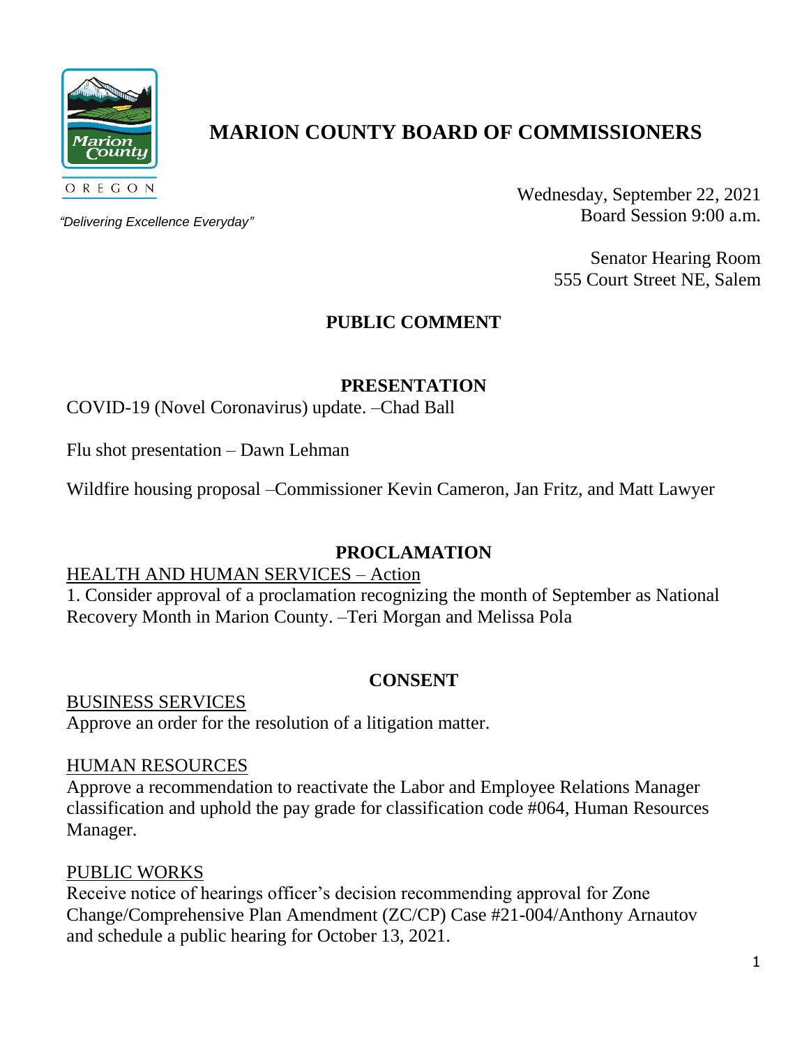# MARION COUNTY BOARD OF COMMISSIONERS

Marion County
OREGON

*"Delivering Excellence Everyday"*

Wednesday, September 22, 2021
Board Session 9:00 a.m.

Senator Hearing Room
555 Court Street NE, Salem

## PUBLIC COMMENT

## PRESENTATION

COVID-19 (Novel Coronavirus) update. –Chad Ball

Flu shot presentation – Dawn Lehman

Wildfire housing proposal –Commissioner Kevin Cameron, Jan Fritz, and Matt Lawyer

## PROCLAMATION

HEALTH AND HUMAN SERVICES – Action

1. Consider approval of a proclamation recognizing the month of September as National Recovery Month in Marion County. –Teri Morgan and Melissa Pola

## CONSENT

BUSINESS SERVICES

Approve an order for the resolution of a litigation matter.

HUMAN RESOURCES

Approve a recommendation to reactivate the Labor and Employee Relations Manager classification and uphold the pay grade for classification code #064, Human Resources Manager.

PUBLIC WORKS

Receive notice of hearings officer's decision recommending approval for Zone Change/Comprehensive Plan Amendment (ZC/CP) Case #21-004/Anthony Arnautov and schedule a public hearing for October 13, 2021.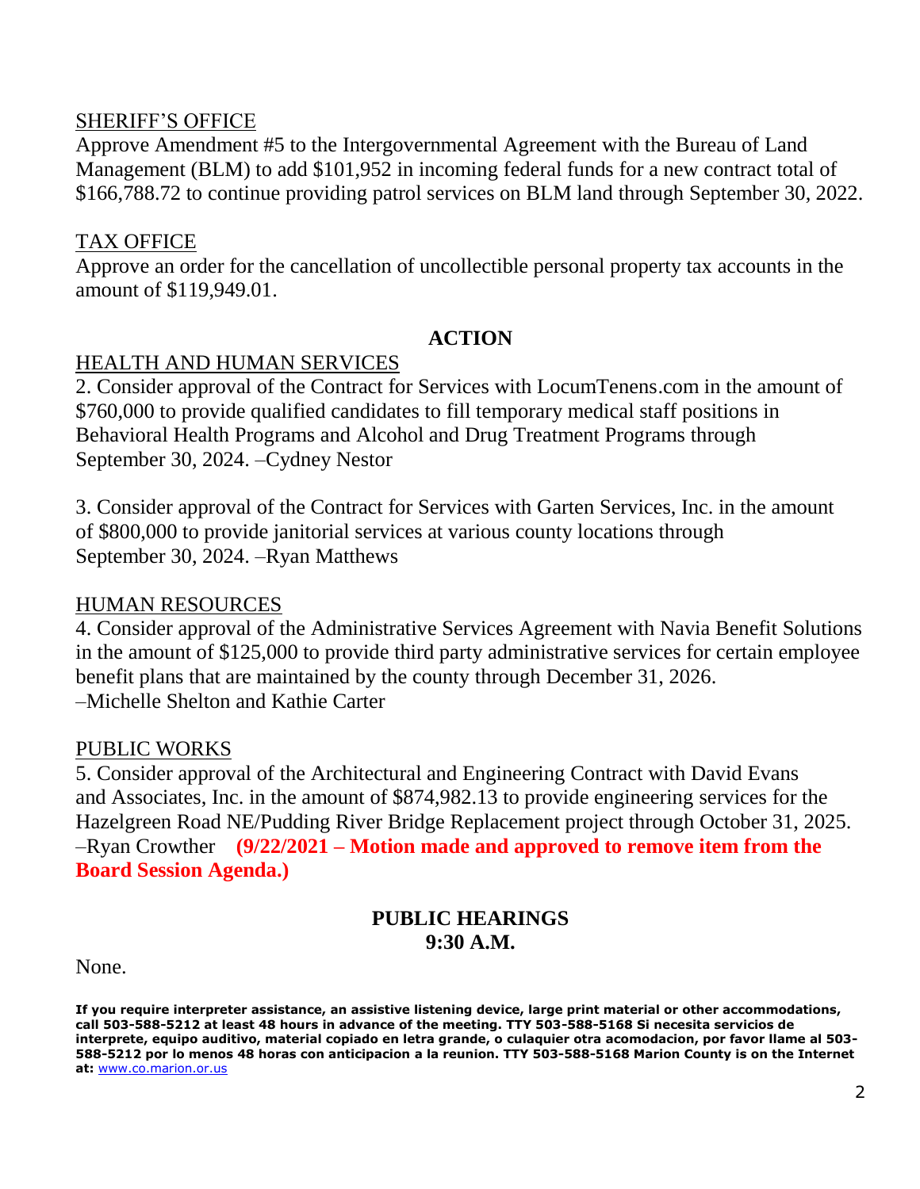SHERIFF'S OFFICE

Approve Amendment #5 to the Intergovernmental Agreement with the Bureau of Land Management (BLM) to add $101,952 in incoming federal funds for a new contract total of $166,788.72 to continue providing patrol services on BLM land through September 30, 2022.

TAX OFFICE

Approve an order for the cancellation of uncollectible personal property tax accounts in the amount of $119,949.01.

## ACTION

HEALTH AND HUMAN SERVICES

2. Consider approval of the Contract for Services with LocumTenens.com in the amount of $760,000 to provide qualified candidates to fill temporary medical staff positions in Behavioral Health Programs and Alcohol and Drug Treatment Programs through September 30, 2024. –Cydney Nestor

3. Consider approval of the Contract for Services with Garten Services, Inc. in the amount of $800,000 to provide janitorial services at various county locations through September 30, 2024. –Ryan Matthews

HUMAN RESOURCES

4. Consider approval of the Administrative Services Agreement with Navia Benefit Solutions in the amount of $125,000 to provide third party administrative services for certain employee benefit plans that are maintained by the county through December 31, 2026. –Michelle Shelton and Kathie Carter

PUBLIC WORKS

5. Consider approval of the Architectural and Engineering Contract with David Evans and Associates, Inc. in the amount of $874,982.13 to provide engineering services for the Hazelgreen Road NE/Pudding River Bridge Replacement project through October 31, 2025. –Ryan Crowther **(9/22/2021 – Motion made and approved to remove item from the Board Session Agenda.)**

## PUBLIC HEARINGS
## 9:30 A.M.

None.

**If you require interpreter assistance, an assistive listening device, large print material or other accommodations, call 503-588-5212 at least 48 hours in advance of the meeting. TTY 503-588-5168 Si necesita servicios de interprete, equipo auditivo, material copiado en letra grande, o culaquier otra acomodacion, por favor llame al 503-588-5212 por lo menos 48 horas con anticipacion a la reunion. TTY 503-588-5168 Marion County is on the Internet at:** www.co.marion.or.us